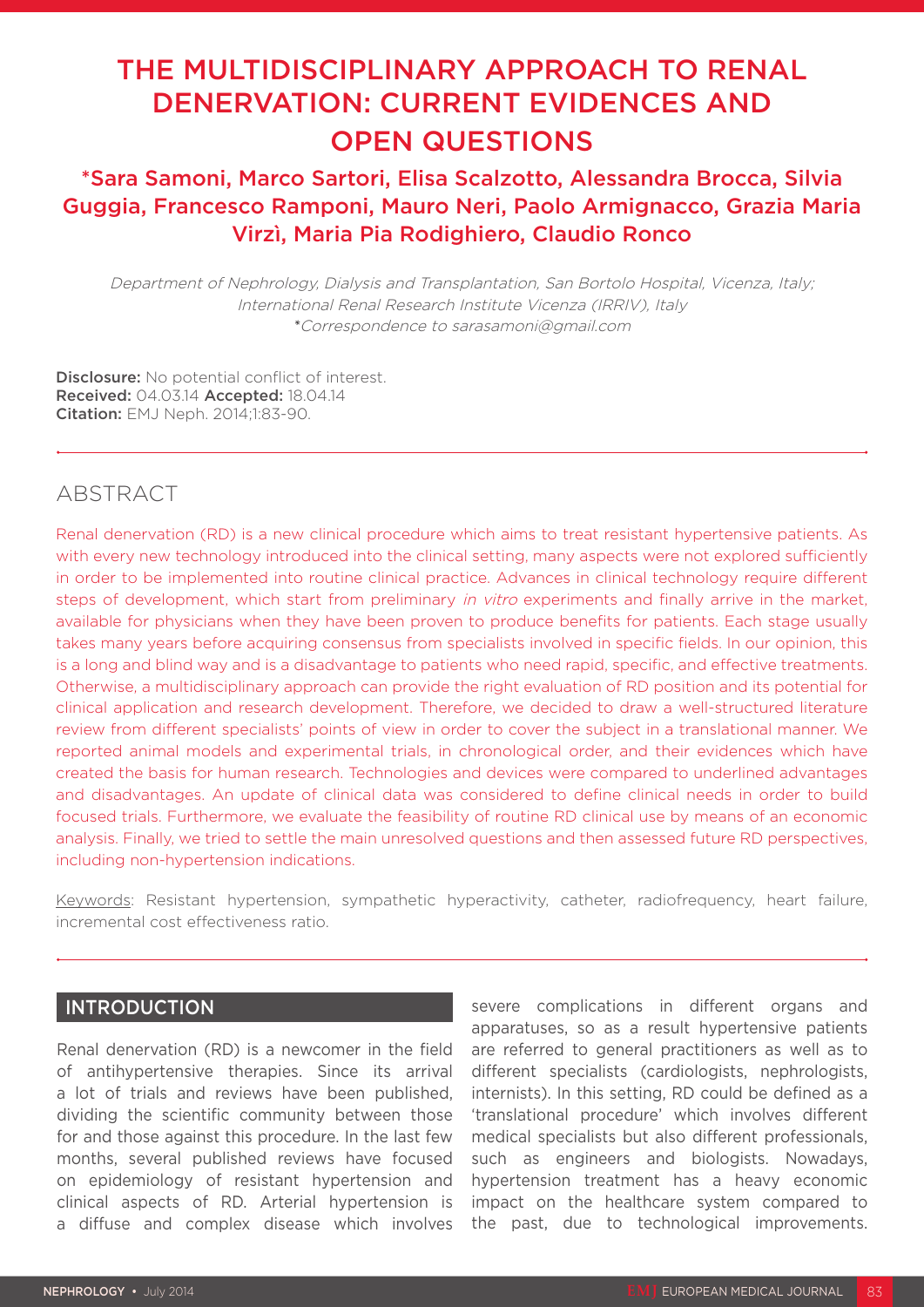# THE MULTIDISCIPLINARY APPROACH TO RENAL DENERVATION: CURRENT EVIDENCES AND OPEN QUESTIONS

## *Sara Samoni, Marco Sartori, Elisa Scalzotto, Alessandra Brocca, Silvia Guggia, Francesco Ramponi, Mauro Neri, Paolo Armignacco, Grazia Maria Virzì, Maria Pia Rodighiero, Claudio Ronco

*Department of Nephrology, Dialysis and Transplantation, San Bortolo Hospital, Vicenza, Italy; International Renal Research Institute Vicenza (IRRIV), Italy*
*\*Correspondence to sarasamoni@gmail.com*

**Disclosure:** No potential conflict of interest.
**Received:** 04.03.14 **Accepted:** 18.04.14
**Citation:** EMJ Neph. 2014;1:83-90.

## ABSTRACT

Renal denervation (RD) is a new clinical procedure which aims to treat resistant hypertensive patients. As with every new technology introduced into the clinical setting, many aspects were not explored sufficiently in order to be implemented into routine clinical practice. Advances in clinical technology require different steps of development, which start from preliminary *in vitro* experiments and finally arrive in the market, available for physicians when they have been proven to produce benefits for patients. Each stage usually takes many years before acquiring consensus from specialists involved in specific fields. In our opinion, this is a long and blind way and is a disadvantage to patients who need rapid, specific, and effective treatments. Otherwise, a multidisciplinary approach can provide the right evaluation of RD position and its potential for clinical application and research development. Therefore, we decided to draw a well-structured literature review from different specialists' points of view in order to cover the subject in a translational manner. We reported animal models and experimental trials, in chronological order, and their evidences which have created the basis for human research. Technologies and devices were compared to underlined advantages and disadvantages. An update of clinical data was considered to define clinical needs in order to build focused trials. Furthermore, we evaluate the feasibility of routine RD clinical use by means of an economic analysis. Finally, we tried to settle the main unresolved questions and then assessed future RD perspectives, including non-hypertension indications.

Keywords: Resistant hypertension, sympathetic hyperactivity, catheter, radiofrequency, heart failure, incremental cost effectiveness ratio.

## INTRODUCTION

Renal denervation (RD) is a newcomer in the field of antihypertensive therapies. Since its arrival a lot of trials and reviews have been published, dividing the scientific community between those for and those against this procedure. In the last few months, several published reviews have focused on epidemiology of resistant hypertension and clinical aspects of RD. Arterial hypertension is a diffuse and complex disease which involves severe complications in different organs and apparatuses, so as a result hypertensive patients are referred to general practitioners as well as to different specialists (cardiologists, nephrologists, internists). In this setting, RD could be defined as a 'translational procedure' which involves different medical specialists but also different professionals, such as engineers and biologists. Nowadays, hypertension treatment has a heavy economic impact on the healthcare system compared to the past, due to technological improvements.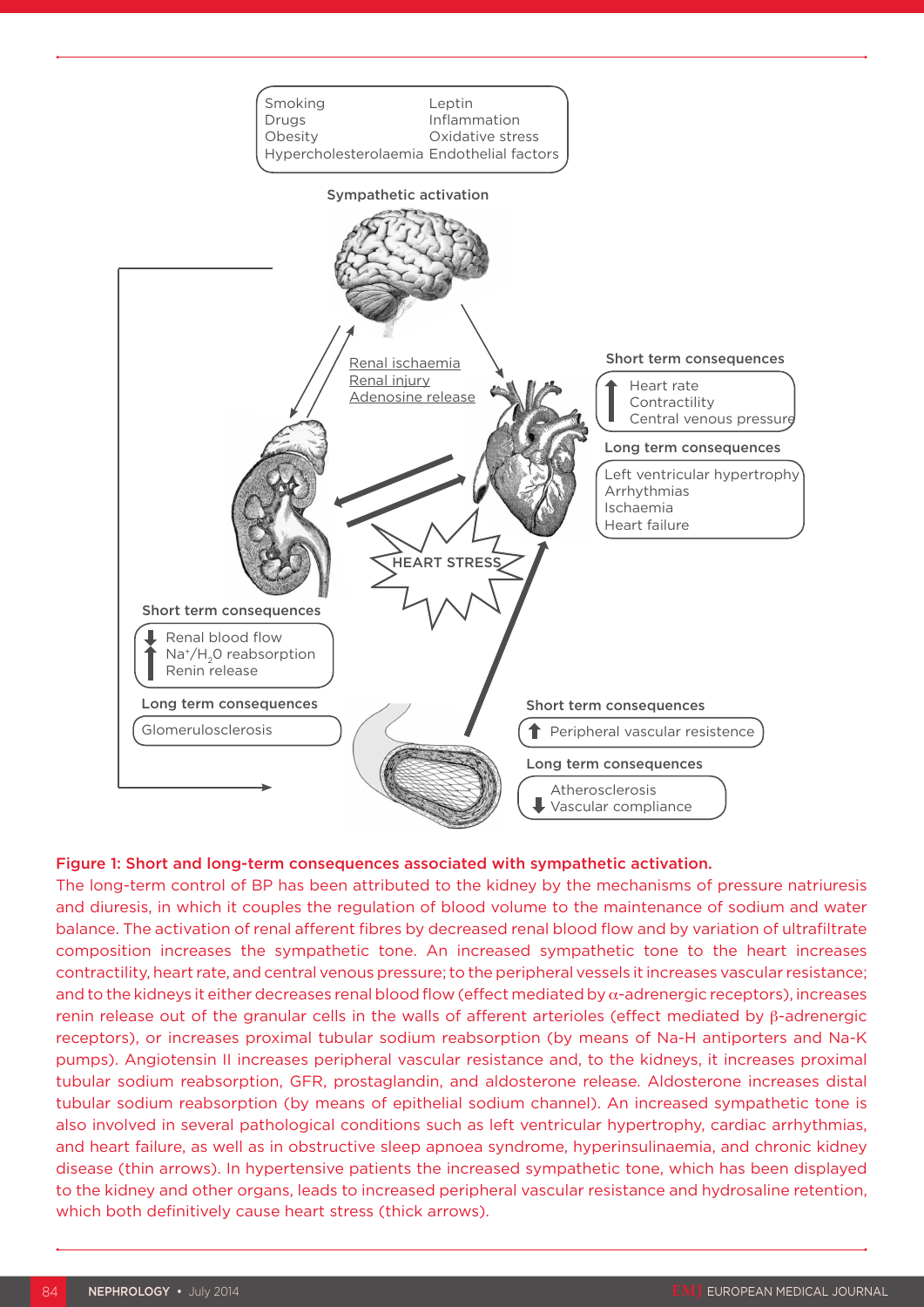Smoking
Drugs
Obesity
Hypercholesterolaemia
Leptin
Inflammation
Oxidative stress
Endothelial factors

Sympathetic activation

Renal ischaemia
Renal injury
Adenosine release

HEART STRESS

**Short term consequences**

↑ Heart rate
Contractility
Central venous pressure

**Long term consequences**

Left ventricular hypertrophy
Arrhythmias
Ischaemia
Heart failure

**Short term consequences**

↓ Renal blood flow
↑ $Na^+/H_2O$ reabsorption
Renin release

**Long term consequences**

Glomerulosclerosis

**Short term consequences**

↑ Peripheral vascular resistence

**Long term consequences**

Atherosclerosis
↓ Vascular compliance

**Figure 1: Short and long-term consequences associated with sympathetic activation.**

The long-term control of BP has been attributed to the kidney by the mechanisms of pressure natriuresis and diuresis, in which it couples the regulation of blood volume to the maintenance of sodium and water balance. The activation of renal afferent fibres by decreased renal blood flow and by variation of ultrafiltrate composition increases the sympathetic tone. An increased sympathetic tone to the heart increases contractility, heart rate, and central venous pressure; to the peripheral vessels it increases vascular resistance; and to the kidneys it either decreases renal blood flow (effect mediated by α-adrenergic receptors), increases renin release out of the granular cells in the walls of afferent arterioles (effect mediated by β-adrenergic receptors), or increases proximal tubular sodium reabsorption (by means of Na-H antiporters and Na-K pumps). Angiotensin II increases peripheral vascular resistance and, to the kidneys, it increases proximal tubular sodium reabsorption, GFR, prostaglandin, and aldosterone release. Aldosterone increases distal tubular sodium reabsorption (by means of epithelial sodium channel). An increased sympathetic tone is also involved in several pathological conditions such as left ventricular hypertrophy, cardiac arrhythmias, and heart failure, as well as in obstructive sleep apnoea syndrome, hyperinsulinaemia, and chronic kidney disease (thin arrows). In hypertensive patients the increased sympathetic tone, which has been displayed to the kidney and other organs, leads to increased peripheral vascular resistance and hydrosaline retention, which both definitively cause heart stress (thick arrows).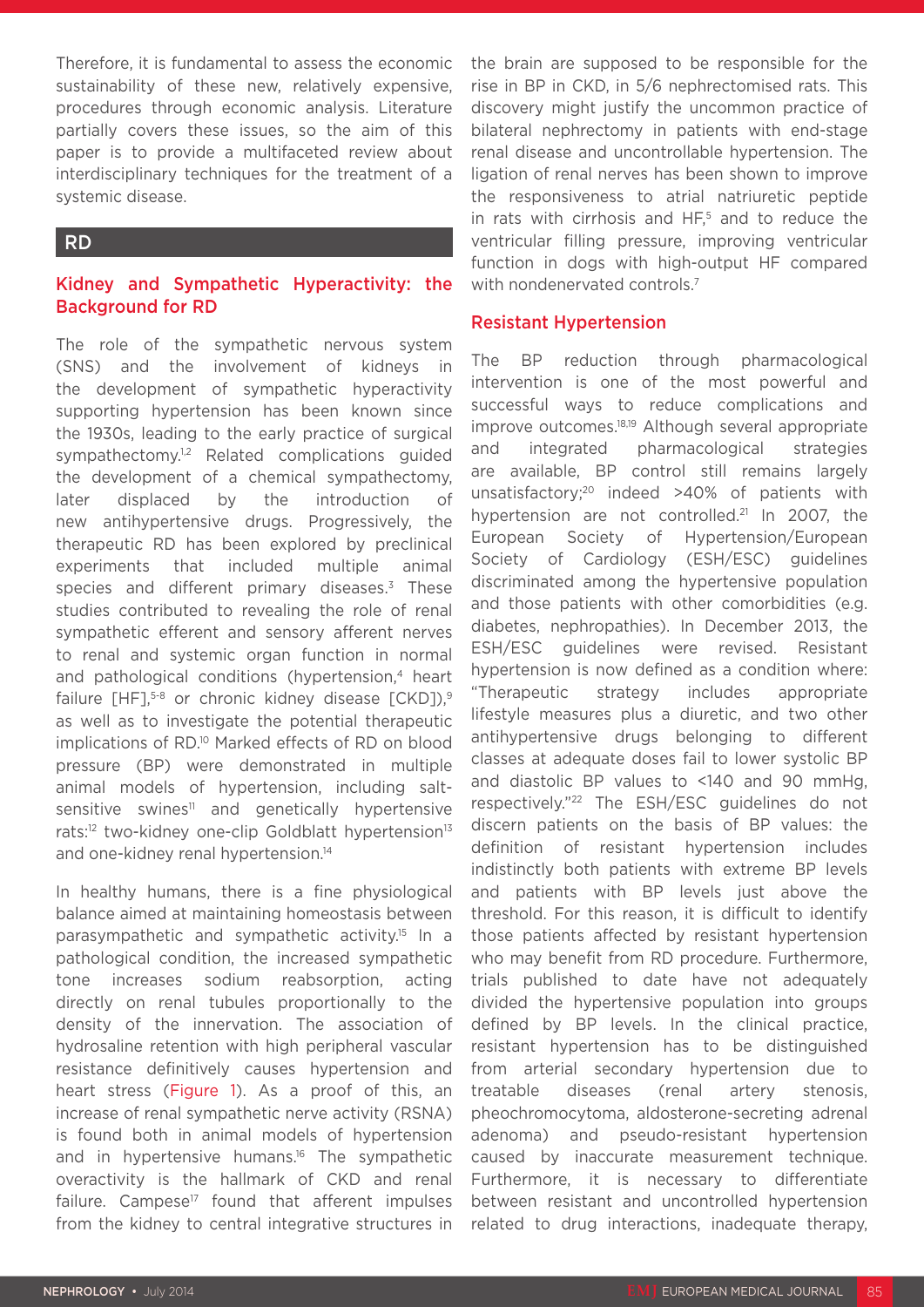Therefore, it is fundamental to assess the economic sustainability of these new, relatively expensive, procedures through economic analysis. Literature partially covers these issues, so the aim of this paper is to provide a multifaceted review about interdisciplinary techniques for the treatment of a systemic disease.

## RD

### Kidney and Sympathetic Hyperactivity: the Background for RD

The role of the sympathetic nervous system (SNS) and the involvement of kidneys in the development of sympathetic hyperactivity supporting hypertension has been known since the 1930s, leading to the early practice of surgical sympathectomy.[1,2] Related complications guided the development of a chemical sympathectomy, later displaced by the introduction of new antihypertensive drugs. Progressively, the therapeutic RD has been explored by preclinical experiments that included multiple animal species and different primary diseases.[3] These studies contributed to revealing the role of renal sympathetic efferent and sensory afferent nerves to renal and systemic organ function in normal and pathological conditions (hypertension,[4] heart failure [HF],[5-8] or chronic kidney disease [CKD]),[9] as well as to investigate the potential therapeutic implications of RD.[10] Marked effects of RD on blood pressure (BP) were demonstrated in multiple animal models of hypertension, including salt-sensitive swines[11] and genetically hypertensive rats:[12] two-kidney one-clip Goldblatt hypertension[13] and one-kidney renal hypertension.[14]

In healthy humans, there is a fine physiological balance aimed at maintaining homeostasis between parasympathetic and sympathetic activity.[15] In a pathological condition, the increased sympathetic tone increases sodium reabsorption, acting directly on renal tubules proportionally to the density of the innervation. The association of hydrosaline retention with high peripheral vascular resistance definitively causes hypertension and heart stress (Figure 1). As a proof of this, an increase of renal sympathetic nerve activity (RSNA) is found both in animal models of hypertension and in hypertensive humans.[16] The sympathetic overactivity is the hallmark of CKD and renal failure. Campese[17] found that afferent impulses from the kidney to central integrative structures in the brain are supposed to be responsible for the rise in BP in CKD, in 5/6 nephrectomised rats. This discovery might justify the uncommon practice of bilateral nephrectomy in patients with end-stage renal disease and uncontrollable hypertension. The ligation of renal nerves has been shown to improve the responsiveness to atrial natriuretic peptide in rats with cirrhosis and HF,[5] and to reduce the ventricular filling pressure, improving ventricular function in dogs with high-output HF compared with nondenervated controls.[7]

### Resistant Hypertension

The BP reduction through pharmacological intervention is one of the most powerful and successful ways to reduce complications and improve outcomes.[18,19] Although several appropriate and integrated pharmacological strategies are available, BP control still remains largely unsatisfactory;[20] indeed >40% of patients with hypertension are not controlled.[21] In 2007, the European Society of Hypertension/European Society of Cardiology (ESH/ESC) guidelines discriminated among the hypertensive population and those patients with other comorbidities (e.g. diabetes, nephropathies). In December 2013, the ESH/ESC guidelines were revised. Resistant hypertension is now defined as a condition where: "Therapeutic strategy includes appropriate lifestyle measures plus a diuretic, and two other antihypertensive drugs belonging to different classes at adequate doses fail to lower systolic BP and diastolic BP values to <140 and 90 mmHg, respectively."[22] The ESH/ESC guidelines do not discern patients on the basis of BP values: the definition of resistant hypertension includes indistinctly both patients with extreme BP levels and patients with BP levels just above the threshold. For this reason, it is difficult to identify those patients affected by resistant hypertension who may benefit from RD procedure. Furthermore, trials published to date have not adequately divided the hypertensive population into groups defined by BP levels. In the clinical practice, resistant hypertension has to be distinguished from arterial secondary hypertension due to treatable diseases (renal artery stenosis, pheochromocytoma, aldosterone-secreting adrenal adenoma) and pseudo-resistant hypertension caused by inaccurate measurement technique. Furthermore, it is necessary to differentiate between resistant and uncontrolled hypertension related to drug interactions, inadequate therapy,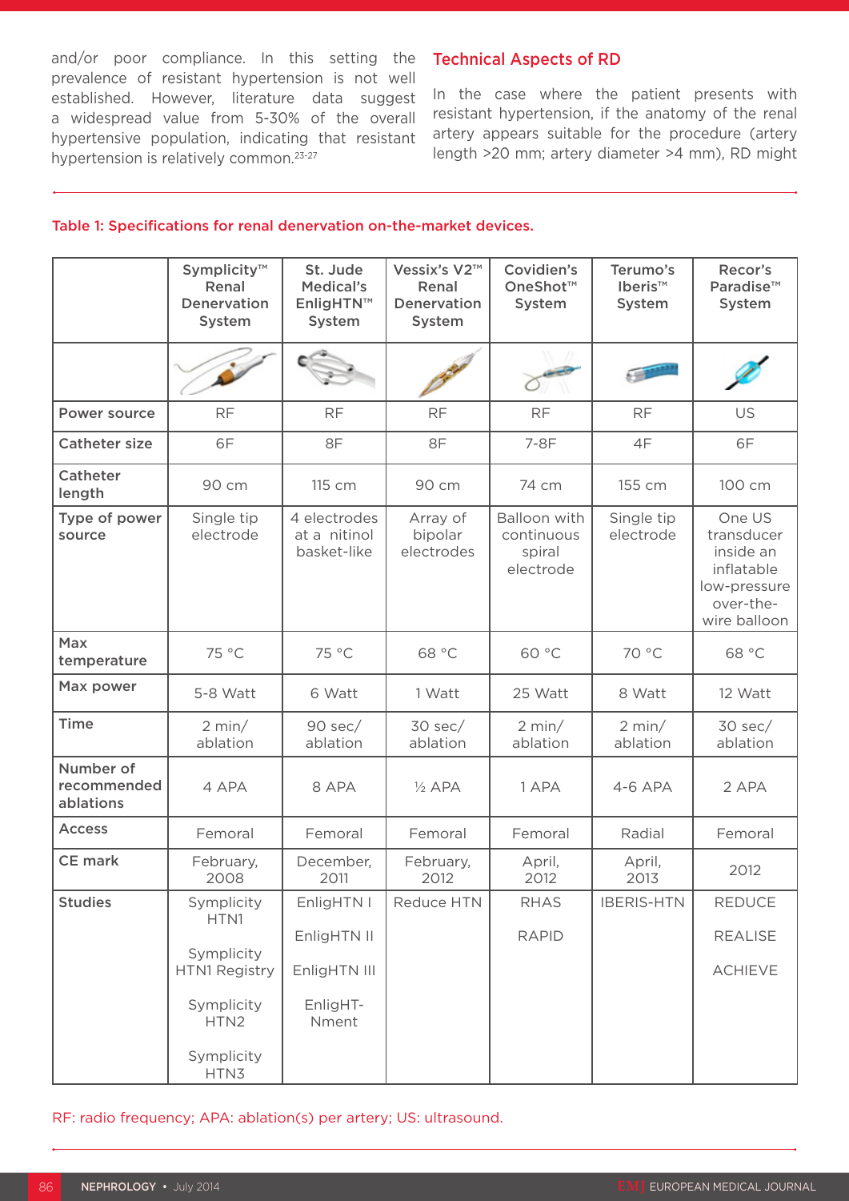and/or poor compliance. In this setting the prevalence of resistant hypertension is not well established. However, literature data suggest a widespread value from 5-30% of the overall hypertensive population, indicating that resistant hypertension is relatively common.[23-27]

## Technical Aspects of RD

In the case where the patient presents with resistant hypertension, if the anatomy of the renal artery appears suitable for the procedure (artery length >20 mm; artery diameter >4 mm), RD might

Table 1: Specifications for renal denervation on-the-market devices.

| | Symplicity™ Renal Denervation System | St. Jude Medical's EnligHTN™ System | Vessix's V2™ Renal Denervation System | Covidien's OneShot™ System | Terumo's Iberis™ System | Recor's Paradise™ System |
|---|---|---|---|---|---|---|
| | | | | | | |
| **Power source** | RF | RF | RF | RF | RF | US |
| **Catheter size** | 6F | 8F | 8F | 7-8F | 4F | 6F |
| **Catheter length** | 90 cm | 115 cm | 90 cm | 74 cm | 155 cm | 100 cm |
| **Type of power source** | Single tip electrode | 4 electrodes at a nitinol basket-like | Array of bipolar electrodes | Balloon with continuous spiral electrode | Single tip electrode | One US transducer inside an inflatable low-pressure over-the-wire balloon |
| **Max temperature** | 75 °C | 75 °C | 68 °C | 60 °C | 70 °C | 68 °C |
| **Max power** | 5-8 Watt | 6 Watt | 1 Watt | 25 Watt | 8 Watt | 12 Watt |
| **Time** | 2 min/ ablation | 90 sec/ ablation | 30 sec/ ablation | 2 min/ ablation | 2 min/ ablation | 30 sec/ ablation |
| **Number of recommended ablations** | 4 APA | 8 APA | ½ APA | 1 APA | 4-6 APA | 2 APA |
| **Access** | Femoral | Femoral | Femoral | Femoral | Radial | Femoral |
| **CE mark** | February, 2008 | December, 2011 | February, 2012 | April, 2012 | April, 2013 | 2012 |
| **Studies** | Symplicity HTN1<br>Symplicity HTN1 Registry<br>Symplicity HTN2<br>Symplicity HTN3 | EnligHTN I<br>EnligHTN II<br>EnligHTN III<br>EnligHT-Nment | Reduce HTN | RHAS<br>RAPID | IBERIS-HTN | REDUCE<br>REALISE<br>ACHIEVE |

RF: radio frequency; APA: ablation(s) per artery; US: ultrasound.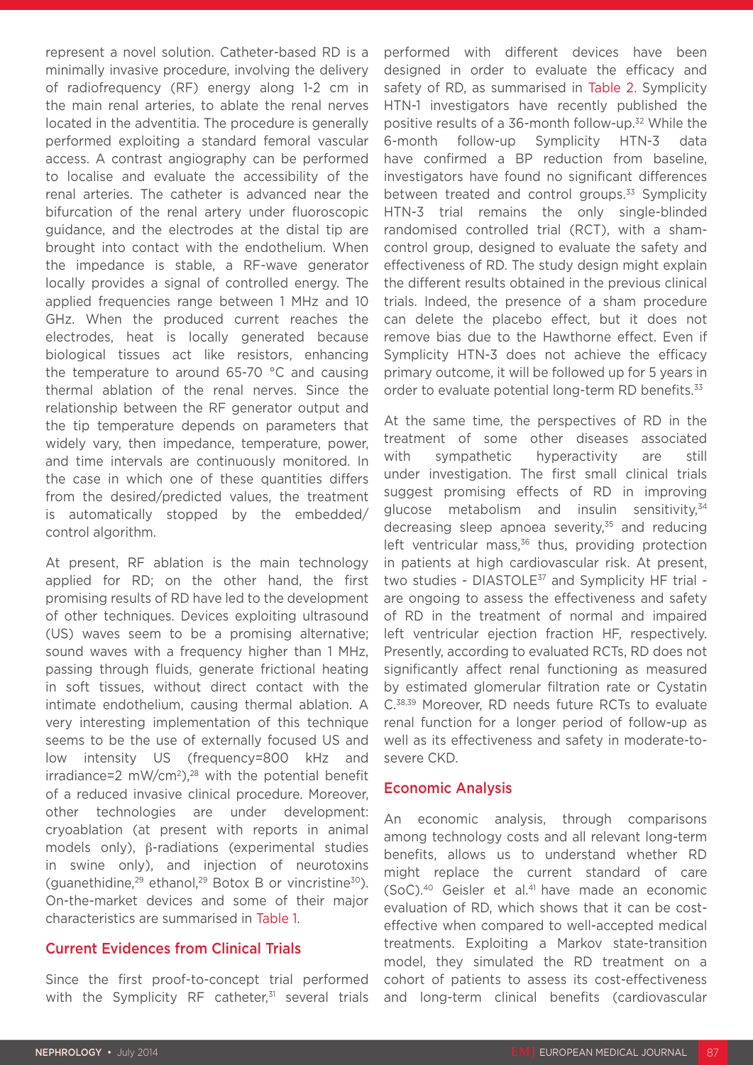represent a novel solution. Catheter-based RD is a minimally invasive procedure, involving the delivery of radiofrequency (RF) energy along 1-2 cm in the main renal arteries, to ablate the renal nerves located in the adventitia. The procedure is generally performed exploiting a standard femoral vascular access. A contrast angiography can be performed to localise and evaluate the accessibility of the renal arteries. The catheter is advanced near the bifurcation of the renal artery under fluoroscopic guidance, and the electrodes at the distal tip are brought into contact with the endothelium. When the impedance is stable, a RF-wave generator locally provides a signal of controlled energy. The applied frequencies range between 1 MHz and 10 GHz. When the produced current reaches the electrodes, heat is locally generated because biological tissues act like resistors, enhancing the temperature to around 65-70 °C and causing thermal ablation of the renal nerves. Since the relationship between the RF generator output and the tip temperature depends on parameters that widely vary, then impedance, temperature, power, and time intervals are continuously monitored. In the case in which one of these quantities differs from the desired/predicted values, the treatment is automatically stopped by the embedded/control algorithm.

At present, RF ablation is the main technology applied for RD; on the other hand, the first promising results of RD have led to the development of other techniques. Devices exploiting ultrasound (US) waves seem to be a promising alternative; sound waves with a frequency higher than 1 MHz, passing through fluids, generate frictional heating in soft tissues, without direct contact with the intimate endothelium, causing thermal ablation. A very interesting implementation of this technique seems to be the use of externally focused US and low intensity US (frequency=800 kHz and irradiance=2 mW/cm$^2$),[28] with the potential benefit of a reduced invasive clinical procedure. Moreover, other technologies are under development: cryoablation (at present with reports in animal models only), β-radiations (experimental studies in swine only), and injection of neurotoxins (guanethidine,[29] ethanol,[29] Botox B or vincristine[30]). On-the-market devices and some of their major characteristics are summarised in Table 1.

## Current Evidences from Clinical Trials

Since the first proof-to-concept trial performed with the Symplicity RF catheter,[31] several trials performed with different devices have been designed in order to evaluate the efficacy and safety of RD, as summarised in Table 2. Symplicity HTN-1 investigators have recently published the positive results of a 36-month follow-up.[32] While the 6-month follow-up Symplicity HTN-3 data have confirmed a BP reduction from baseline, investigators have found no significant differences between treated and control groups.[33] Symplicity HTN-3 trial remains the only single-blinded randomised controlled trial (RCT), with a sham-control group, designed to evaluate the safety and effectiveness of RD. The study design might explain the different results obtained in the previous clinical trials. Indeed, the presence of a sham procedure can delete the placebo effect, but it does not remove bias due to the Hawthorne effect. Even if Symplicity HTN-3 does not achieve the efficacy primary outcome, it will be followed up for 5 years in order to evaluate potential long-term RD benefits.[33]

At the same time, the perspectives of RD in the treatment of some other diseases associated with sympathetic hyperactivity are still under investigation. The first small clinical trials suggest promising effects of RD in improving glucose metabolism and insulin sensitivity,[34] decreasing sleep apnoea severity,[35] and reducing left ventricular mass,[36] thus, providing protection in patients at high cardiovascular risk. At present, two studies - DIASTOLE[37] and Symplicity HF trial - are ongoing to assess the effectiveness and safety of RD in the treatment of normal and impaired left ventricular ejection fraction HF, respectively. Presently, according to evaluated RCTs, RD does not significantly affect renal functioning as measured by estimated glomerular filtration rate or Cystatin C.[38,39] Moreover, RD needs future RCTs to evaluate renal function for a longer period of follow-up as well as its effectiveness and safety in moderate-to-severe CKD.

## Economic Analysis

An economic analysis, through comparisons among technology costs and all relevant long-term benefits, allows us to understand whether RD might replace the current standard of care (SoC).[40] Geisler et al.[41] have made an economic evaluation of RD, which shows that it can be cost-effective when compared to well-accepted medical treatments. Exploiting a Markov state-transition model, they simulated the RD treatment on a cohort of patients to assess its cost-effectiveness and long-term clinical benefits (cardiovascular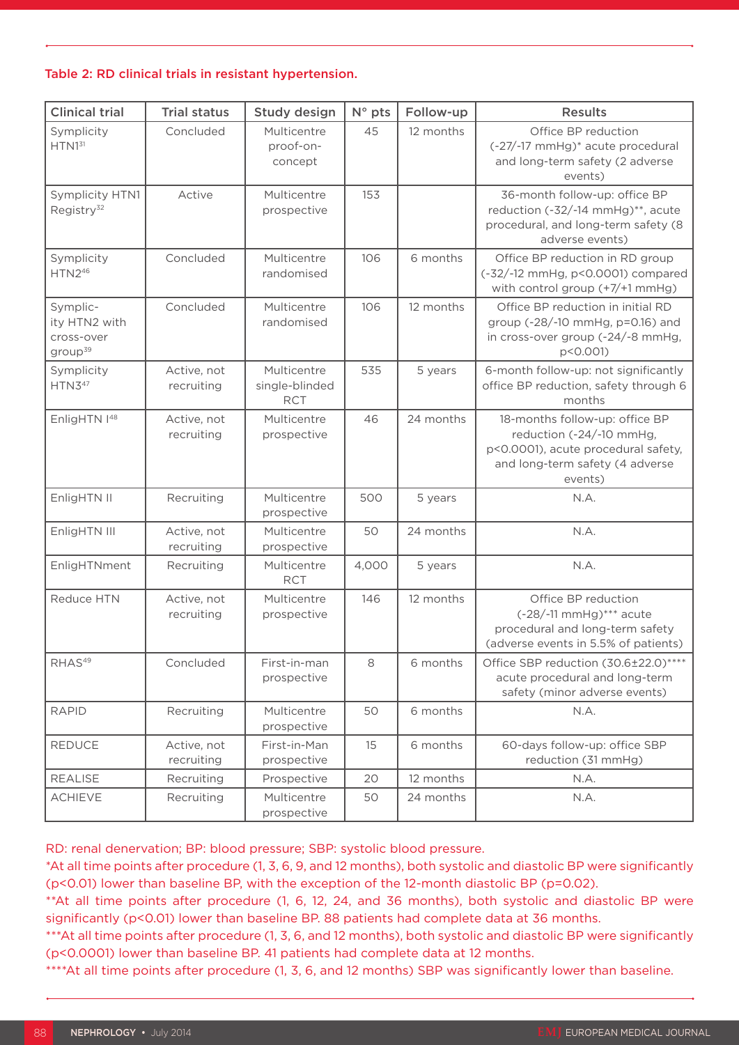**Table 2: RD clinical trials in resistant hypertension.**

| Clinical trial | Trial status | Study design | N° pts | Follow-up | Results |
|---|---|---|---|---|---|
| Symplicity HTN1[31] | Concluded | Multicentre proof-on-concept | 45 | 12 months | Office BP reduction (-27/-17 mmHg)* acute procedural and long-term safety (2 adverse events) |
| Symplicity HTN1 Registry[32] | Active | Multicentre prospective | 153 | | 36-month follow-up: office BP reduction (-32/-14 mmHg)**, acute procedural, and long-term safety (8 adverse events) |
| Symplicity HTN2[46] | Concluded | Multicentre randomised | 106 | 6 months | Office BP reduction in RD group (-32/-12 mmHg, p<0.0001) compared with control group (+7/+1 mmHg) |
| Symplicity HTN2 with cross-over group[39] | Concluded | Multicentre randomised | 106 | 12 months | Office BP reduction in initial RD group (-28/-10 mmHg, p=0.16) and in cross-over group (-24/-8 mmHg, p<0.001) |
| Symplicity HTN3[47] | Active, not recruiting | Multicentre single-blinded RCT | 535 | 5 years | 6-month follow-up: not significantly office BP reduction, safety through 6 months |
| EnligHTN I[48] | Active, not recruiting | Multicentre prospective | 46 | 24 months | 18-months follow-up: office BP reduction (-24/-10 mmHg, p<0.0001), acute procedural safety, and long-term safety (4 adverse events) |
| EnligHTN II | Recruiting | Multicentre prospective | 500 | 5 years | N.A. |
| EnligHTN III | Active, not recruiting | Multicentre prospective | 50 | 24 months | N.A. |
| EnligHTNment | Recruiting | Multicentre RCT | 4,000 | 5 years | N.A. |
| Reduce HTN | Active, not recruiting | Multicentre prospective | 146 | 12 months | Office BP reduction (-28/-11 mmHg)*** acute procedural and long-term safety (adverse events in 5.5% of patients) |
| RHAS[49] | Concluded | First-in-man prospective | 8 | 6 months | Office SBP reduction (30.6±22.0)**** acute procedural and long-term safety (minor adverse events) |
| RAPID | Recruiting | Multicentre prospective | 50 | 6 months | N.A. |
| REDUCE | Active, not recruiting | First-in-Man prospective | 15 | 6 months | 60-days follow-up: office SBP reduction (31 mmHg) |
| REALISE | Recruiting | Prospective | 20 | 12 months | N.A. |
| ACHIEVE | Recruiting | Multicentre prospective | 50 | 24 months | N.A. |

RD: renal denervation; BP: blood pressure; SBP: systolic blood pressure.
*At all time points after procedure (1, 3, 6, 9, and 12 months), both systolic and diastolic BP were significantly (p<0.01) lower than baseline BP, with the exception of the 12-month diastolic BP (p=0.02).
**At all time points after procedure (1, 6, 12, 24, and 36 months), both systolic and diastolic BP were significantly (p<0.01) lower than baseline BP. 88 patients had complete data at 36 months.
***At all time points after procedure (1, 3, 6, and 12 months), both systolic and diastolic BP were significantly (p<0.0001) lower than baseline BP. 41 patients had complete data at 12 months.
****At all time points after procedure (1, 3, 6, and 12 months) SBP was significantly lower than baseline.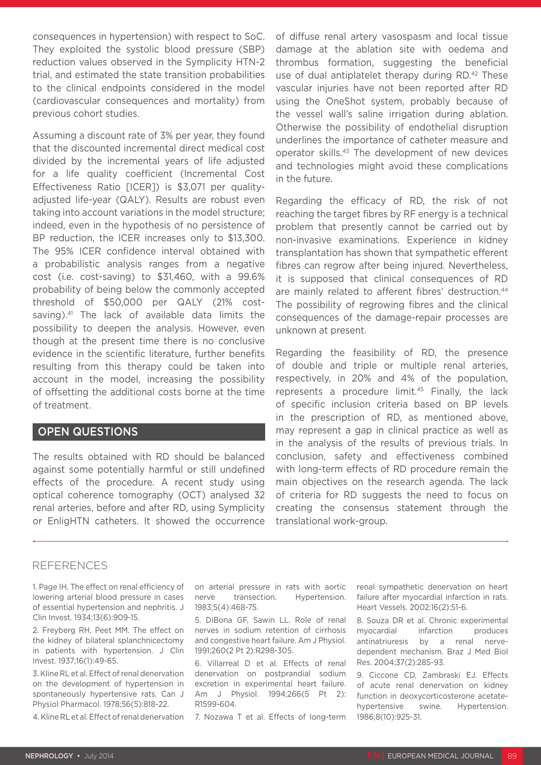consequences in hypertension) with respect to SoC. They exploited the systolic blood pressure (SBP) reduction values observed in the Symplicity HTN-2 trial, and estimated the state transition probabilities to the clinical endpoints considered in the model (cardiovascular consequences and mortality) from previous cohort studies.

Assuming a discount rate of 3% per year, they found that the discounted incremental direct medical cost divided by the incremental years of life adjusted for a life quality coefficient (Incremental Cost Effectiveness Ratio [ICER]) is $3,071 per quality-adjusted life-year (QALY). Results are robust even taking into account variations in the model structure; indeed, even in the hypothesis of no persistence of BP reduction, the ICER increases only to $13,300. The 95% ICER confidence interval obtained with a probabilistic analysis ranges from a negative cost (i.e. cost-saving) to $31,460, with a 99.6% probability of being below the commonly accepted threshold of $50,000 per QALY (21% cost-saving).[41] The lack of available data limits the possibility to deepen the analysis. However, even though at the present time there is no conclusive evidence in the scientific literature, further benefits resulting from this therapy could be taken into account in the model, increasing the possibility of offsetting the additional costs borne at the time of treatment.

## OPEN QUESTIONS

The results obtained with RD should be balanced against some potentially harmful or still undefined effects of the procedure. A recent study using optical coherence tomography (OCT) analysed 32 renal arteries, before and after RD, using Symplicity or EnligHTN catheters. It showed the occurrence of diffuse renal artery vasospasm and local tissue damage at the ablation site with oedema and thrombus formation, suggesting the beneficial use of dual antiplatelet therapy during RD.[42] These vascular injuries have not been reported after RD using the OneShot system, probably because of the vessel wall's saline irrigation during ablation. Otherwise the possibility of endothelial disruption underlines the importance of catheter measure and operator skills.[43] The development of new devices and technologies might avoid these complications in the future.

Regarding the efficacy of RD, the risk of not reaching the target fibres by RF energy is a technical problem that presently cannot be carried out by non-invasive examinations. Experience in kidney transplantation has shown that sympathetic efferent fibres can regrow after being injured. Nevertheless, it is supposed that clinical consequences of RD are mainly related to afferent fibres' destruction.[44] The possibility of regrowing fibres and the clinical consequences of the damage-repair processes are unknown at present.

Regarding the feasibility of RD, the presence of double and triple or multiple renal arteries, respectively, in 20% and 4% of the population, represents a procedure limit.[45] Finally, the lack of specific inclusion criteria based on BP levels in the prescription of RD, as mentioned above, may represent a gap in clinical practice as well as in the analysis of the results of previous trials. In conclusion, safety and effectiveness combined with long-term effects of RD procedure remain the main objectives on the research agenda. The lack of criteria for RD suggests the need to focus on creating the consensus statement through the translational work-group.

## REFERENCES

1. Page IH. The effect on renal efficiency of lowering arterial blood pressure in cases of essential hypertension and nephritis. J Clin Invest. 1934;13(6):909-15.

2. Freyberg RH, Peet MM. The effect on the kidney of bilateral splanchnicectomy in patients with hypertension. J Clin Invest. 1937;16(1):49-65.

3. Kline RL et al. Effect of renal denervation on the development of hypertension in spontaneously hypertensive rats. Can J Physiol Pharmacol. 1978;56(5):818-22.

4. Kline RL et al. Effect of renal denervation on arterial pressure in rats with aortic nerve transection. Hypertension. 1983;5(4):468-75.

5. DiBona GF, Sawin LL. Role of renal nerves in sodium retention of cirrhosis and congestive heart failure. Am J Physiol. 1991;260(2 Pt 2):R298-305.

6. Villarreal D et al. Effects of renal denervation on postprandial sodium excretion in experimental heart failure. Am J Physiol. 1994;266(5 Pt 2): R1599-604.

7. Nozawa T et al. Effects of long-term renal sympathetic denervation on heart failure after myocardial infarction in rats. Heart Vessels. 2002;16(2):51-6.

8. Souza DR et al. Chronic experimental myocardial infarction produces antinatriuresis by a renal nerve-dependent mechanism. Braz J Med Biol Res. 2004;37(2):285-93.

9. Ciccone CD, Zambraski EJ. Effects of acute renal denervation on kidney function in deoxycorticosterone acetate-hypertensive swine. Hypertension. 1986;8(10):925-31.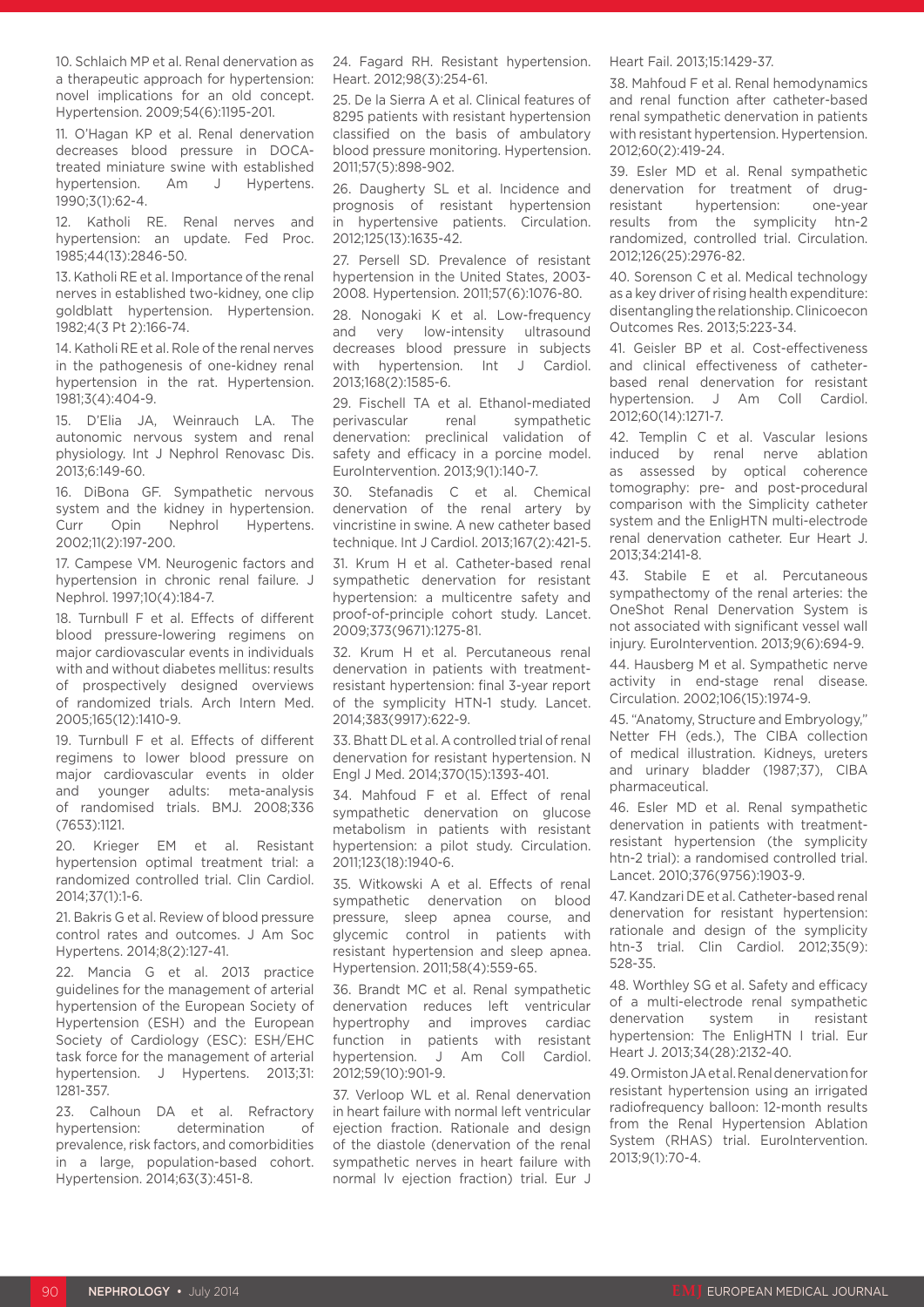10. Schlaich MP et al. Renal denervation as a therapeutic approach for hypertension: novel implications for an old concept. Hypertension. 2009;54(6):1195-201.

11. O'Hagan KP et al. Renal denervation decreases blood pressure in DOCA-treated miniature swine with established hypertension. Am J Hypertens. 1990;3(1):62-4.

12. Katholi RE. Renal nerves and hypertension: an update. Fed Proc. 1985;44(13):2846-50.

13. Katholi RE et al. Importance of the renal nerves in established two-kidney, one clip goldblatt hypertension. Hypertension. 1982;4(3 Pt 2):166-74.

14. Katholi RE et al. Role of the renal nerves in the pathogenesis of one-kidney renal hypertension in the rat. Hypertension. 1981;3(4):404-9.

15. D'Elia JA, Weinrauch LA. The autonomic nervous system and renal physiology. Int J Nephrol Renovasc Dis. 2013;6:149-60.

16. DiBona GF. Sympathetic nervous system and the kidney in hypertension. Curr Opin Nephrol Hypertens. 2002;11(2):197-200.

17. Campese VM. Neurogenic factors and hypertension in chronic renal failure. J Nephrol. 1997;10(4):184-7.

18. Turnbull F et al. Effects of different blood pressure-lowering regimens on major cardiovascular events in individuals with and without diabetes mellitus: results of prospectively designed overviews of randomized trials. Arch Intern Med. 2005;165(12):1410-9.

19. Turnbull F et al. Effects of different regimens to lower blood pressure on major cardiovascular events in older and younger adults: meta-analysis of randomised trials. BMJ. 2008;336 (7653):1121.

20. Krieger EM et al. Resistant hypertension optimal treatment trial: a randomized controlled trial. Clin Cardiol. 2014;37(1):1-6.

21. Bakris G et al. Review of blood pressure control rates and outcomes. J Am Soc Hypertens. 2014;8(2):127-41.

22. Mancia G et al. 2013 practice guidelines for the management of arterial hypertension of the European Society of Hypertension (ESH) and the European Society of Cardiology (ESC): ESH/EHC task force for the management of arterial hypertension. J Hypertens. 2013;31: 1281-357.

23. Calhoun DA et al. Refractory hypertension: determination of prevalence, risk factors, and comorbidities in a large, population-based cohort. Hypertension. 2014;63(3):451-8.

24. Fagard RH. Resistant hypertension. Heart. 2012;98(3):254-61.

25. De la Sierra A et al. Clinical features of 8295 patients with resistant hypertension classified on the basis of ambulatory blood pressure monitoring. Hypertension. 2011;57(5):898-902.

26. Daugherty SL et al. Incidence and prognosis of resistant hypertension in hypertensive patients. Circulation. 2012;125(13):1635-42.

27. Persell SD. Prevalence of resistant hypertension in the United States, 2003-2008. Hypertension. 2011;57(6):1076-80.

28. Nonogaki K et al. Low-frequency and very low-intensity ultrasound decreases blood pressure in subjects with hypertension. Int J Cardiol. 2013;168(2):1585-6.

29. Fischell TA et al. Ethanol-mediated perivascular renal sympathetic denervation: preclinical validation of safety and efficacy in a porcine model. EuroIntervention. 2013;9(1):140-7.

30. Stefanadis C et al. Chemical denervation of the renal artery by vincristine in swine. A new catheter based technique. Int J Cardiol. 2013;167(2):421-5.

31. Krum H et al. Catheter-based renal sympathetic denervation for resistant hypertension: a multicentre safety and proof-of-principle cohort study. Lancet. 2009;373(9671):1275-81.

32. Krum H et al. Percutaneous renal denervation in patients with treatment-resistant hypertension: final 3-year report of the symplicity HTN-1 study. Lancet. 2014;383(9917):622-9.

33. Bhatt DL et al. A controlled trial of renal denervation for resistant hypertension. N Engl J Med. 2014;370(15):1393-401.

34. Mahfoud F et al. Effect of renal sympathetic denervation on glucose metabolism in patients with resistant hypertension: a pilot study. Circulation. 2011;123(18):1940-6.

35. Witkowski A et al. Effects of renal sympathetic denervation on blood pressure, sleep apnea course, and glycemic control in patients with resistant hypertension and sleep apnea. Hypertension. 2011;58(4):559-65.

36. Brandt MC et al. Renal sympathetic denervation reduces left ventricular hypertrophy and improves cardiac function in patients with resistant hypertension. J Am Coll Cardiol. 2012;59(10):901-9.

37. Verloop WL et al. Renal denervation in heart failure with normal left ventricular ejection fraction. Rationale and design of the diastole (denervation of the renal sympathetic nerves in heart failure with normal lv ejection fraction) trial. Eur J Heart Fail. 2013;15:1429-37.

38. Mahfoud F et al. Renal hemodynamics and renal function after catheter-based renal sympathetic denervation in patients with resistant hypertension. Hypertension. 2012;60(2):419-24.

39. Esler MD et al. Renal sympathetic denervation for treatment of drug-resistant hypertension: one-year results from the symplicity htn-2 randomized, controlled trial. Circulation. 2012;126(25):2976-82.

40. Sorenson C et al. Medical technology as a key driver of rising health expenditure: disentangling the relationship. Clinicoecon Outcomes Res. 2013;5:223-34.

41. Geisler BP et al. Cost-effectiveness and clinical effectiveness of catheter-based renal denervation for resistant hypertension. J Am Coll Cardiol. 2012;60(14):1271-7.

42. Templin C et al. Vascular lesions induced by renal nerve ablation as assessed by optical coherence tomography: pre- and post-procedural comparison with the Simplicity catheter system and the EnligHTN multi-electrode renal denervation catheter. Eur Heart J. 2013;34:2141-8.

43. Stabile E et al. Percutaneous sympathectomy of the renal arteries: the OneShot Renal Denervation System is not associated with significant vessel wall injury. EuroIntervention. 2013;9(6):694-9.

44. Hausberg M et al. Sympathetic nerve activity in end-stage renal disease. Circulation. 2002;106(15):1974-9.

45. "Anatomy, Structure and Embryology," Netter FH (eds.), The CIBA collection of medical illustration. Kidneys, ureters and urinary bladder (1987;37), CIBA pharmaceutical.

46. Esler MD et al. Renal sympathetic denervation in patients with treatment-resistant hypertension (the symplicity htn-2 trial): a randomised controlled trial. Lancet. 2010;376(9756):1903-9.

47. Kandzari DE et al. Catheter-based renal denervation for resistant hypertension: rationale and design of the symplicity htn-3 trial. Clin Cardiol. 2012;35(9): 528-35.

48. Worthley SG et al. Safety and efficacy of a multi-electrode renal sympathetic denervation system in resistant hypertension: The EnligHTN I trial. Eur Heart J. 2013;34(28):2132-40.

49. Ormiston JA et al. Renal denervation for resistant hypertension using an irrigated radiofrequency balloon: 12-month results from the Renal Hypertension Ablation System (RHAS) trial. EuroIntervention. 2013;9(1):70-4.